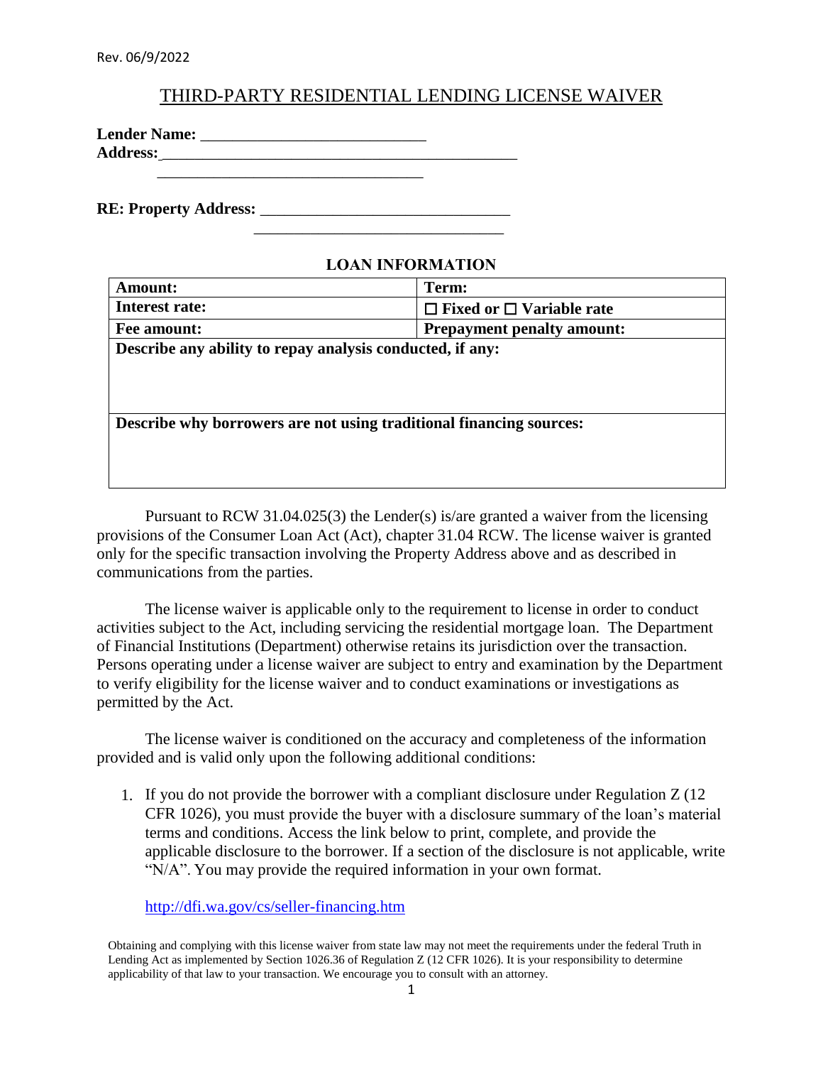Rev. 06/9/2022

# THIRD-PARTY RESIDENTIAL LENDING LICENSE WAIVER

**Lender Name:** ____________________________

**Address:** _____________________________________________

_________________________________

**RE: Property Address:** _______________________________

_______________________________

## LOAN INFORMATION

| **Amount:** | **Term:** |
|---|---|
| **Interest rate:** | ☐ **Fixed or** ☐ **Variable rate** |
| **Fee amount:** | **Prepayment penalty amount:** |
| **Describe any ability to repay analysis conducted, if any:** | |
| **Describe why borrowers are not using traditional financing sources:** | |

Pursuant to RCW 31.04.025(3) the Lender(s) is/are granted a waiver from the licensing provisions of the Consumer Loan Act (Act), chapter 31.04 RCW. The license waiver is granted only for the specific transaction involving the Property Address above and as described in communications from the parties.

The license waiver is applicable only to the requirement to license in order to conduct activities subject to the Act, including servicing the residential mortgage loan. The Department of Financial Institutions (Department) otherwise retains its jurisdiction over the transaction. Persons operating under a license waiver are subject to entry and examination by the Department to verify eligibility for the license waiver and to conduct examinations or investigations as permitted by the Act.

The license waiver is conditioned on the accuracy and completeness of the information provided and is valid only upon the following additional conditions:

1. If you do not provide the borrower with a compliant disclosure under Regulation Z (12 CFR 1026), you must provide the buyer with a disclosure summary of the loan's material terms and conditions. Access the link below to print, complete, and provide the applicable disclosure to the borrower. If a section of the disclosure is not applicable, write "N/A". You may provide the required information in your own format.

   [http://dfi.wa.gov/cs/seller-financing.htm](http://dfi.wa.gov/cs/seller-financing.htm)

Obtaining and complying with this license waiver from state law may not meet the requirements under the federal Truth in Lending Act as implemented by Section 1026.36 of Regulation Z (12 CFR 1026). It is your responsibility to determine applicability of that law to your transaction. We encourage you to consult with an attorney.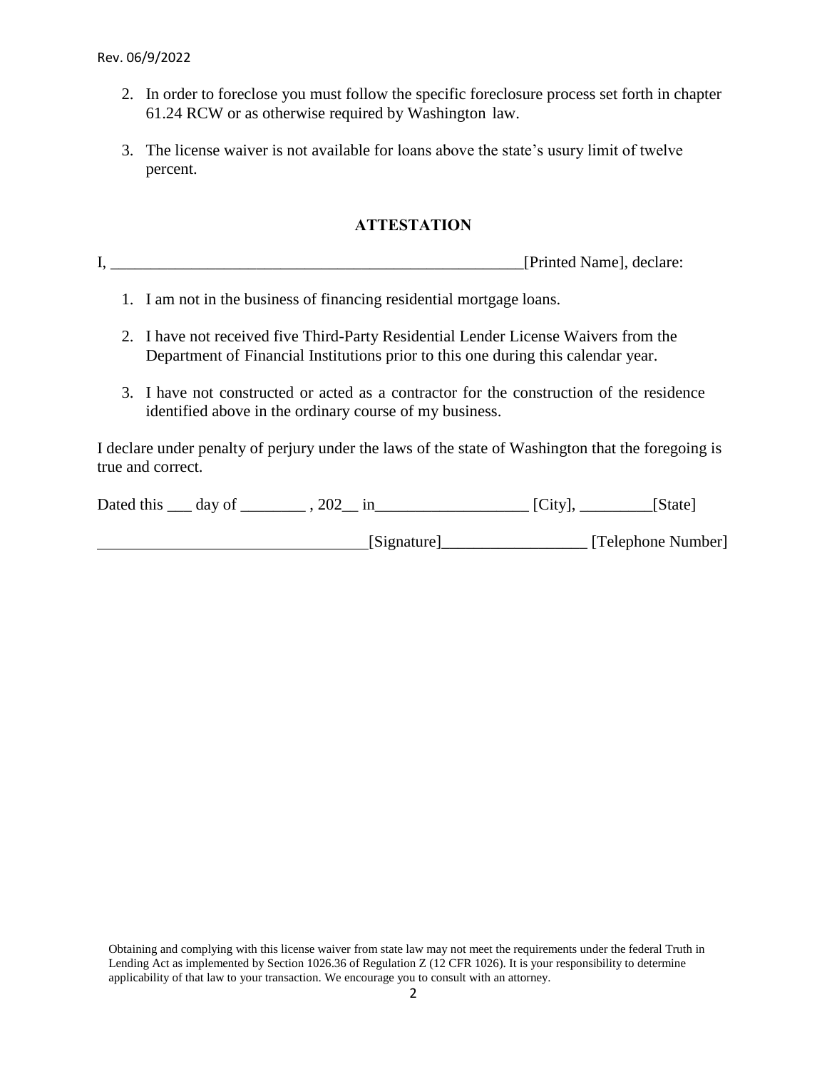2. In order to foreclose you must follow the specific foreclosure process set forth in chapter 61.24 RCW or as otherwise required by Washington law.

3. The license waiver is not available for loans above the state's usury limit of twelve percent.

## ATTESTATION

I, _____________________________________________________[Printed Name], declare:

1. I am not in the business of financing residential mortgage loans.

2. I have not received five Third-Party Residential Lender License Waivers from the Department of Financial Institutions prior to this one during this calendar year.

3. I have not constructed or acted as a contractor for the construction of the residence identified above in the ordinary course of my business.

I declare under penalty of perjury under the laws of the state of Washington that the foregoing is true and correct.

Dated this ___ day of ________ , 202__ in___________________ [City], _________[State]

_________________________________[Signature]__________________ [Telephone Number]

Obtaining and complying with this license waiver from state law may not meet the requirements under the federal Truth in Lending Act as implemented by Section 1026.36 of Regulation Z (12 CFR 1026). It is your responsibility to determine applicability of that law to your transaction. We encourage you to consult with an attorney.